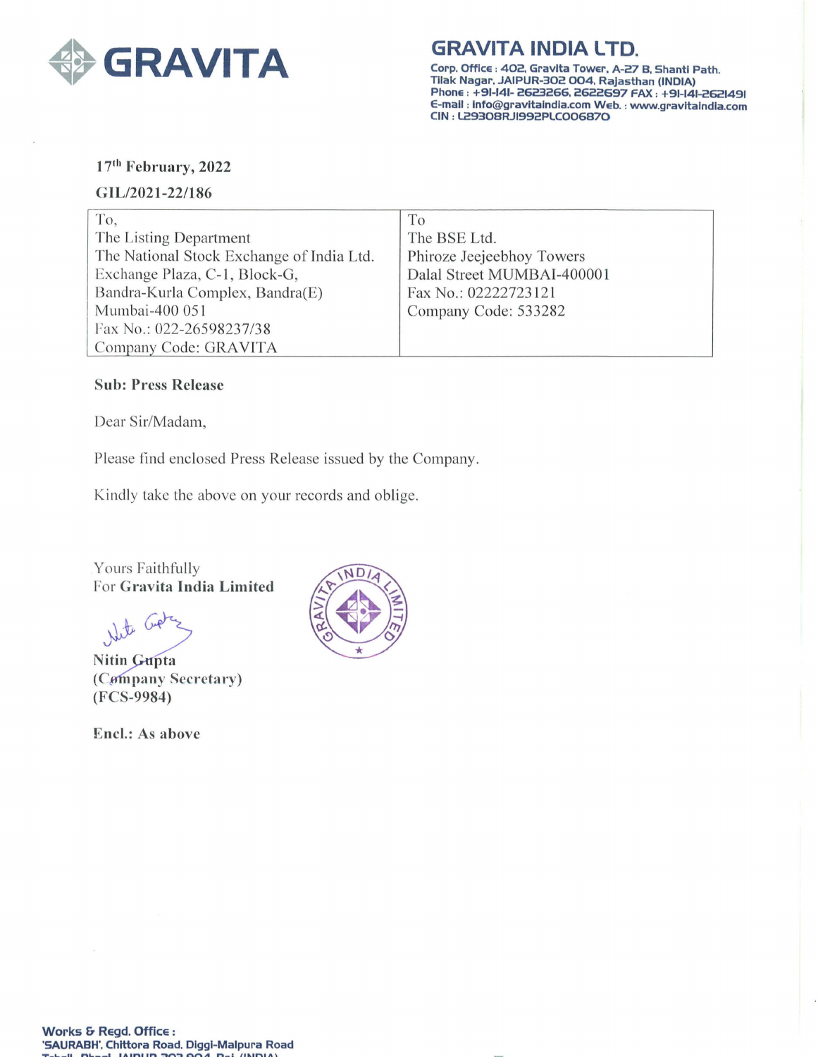# GRAVITA

## GRAVITA INDIA LTD.

Corp. Office : 402, Gravita Tower, A-27 B, Shanti Path. Tilak Nagar, JAIPUR-302 004, Rajasthan (INDIA)
Phone : +91-141- 2623266, 2622697 FAX : +91-141-2621491
E-mail : info@gravitaindia.com Web. : www.gravitaindia.com
CIN : L29308RJ1992PLC006870

**17th February, 2022**

**GIL/2021-22/186**

| To, | To |
|---|---|
| The Listing Department | The BSE Ltd. |
| The National Stock Exchange of India Ltd. | Phiroze Jeejeebhoy Towers |
| Exchange Plaza, C-1, Block-G, | Dalal Street MUMBAI-400001 |
| Bandra-Kurla Complex, Bandra(E) | Fax No.: 02222723121 |
| Mumbai-400 051 | Company Code: 533282 |
| Fax No.: 022-26598237/38 | |
| Company Code: GRAVITA | |

**Sub: Press Release**

Dear Sir/Madam,

Please find enclosed Press Release issued by the Company.

Kindly take the above on your records and oblige.

Yours Faithfully
For **Gravita India Limited**

**Nitin Gupta**
**(Company Secretary)**
**(FCS-9984)**

**Encl.: As above**

**Works & Regd. Office :**
**'SAURABH', Chittora Road, Diggi-Malpura Road**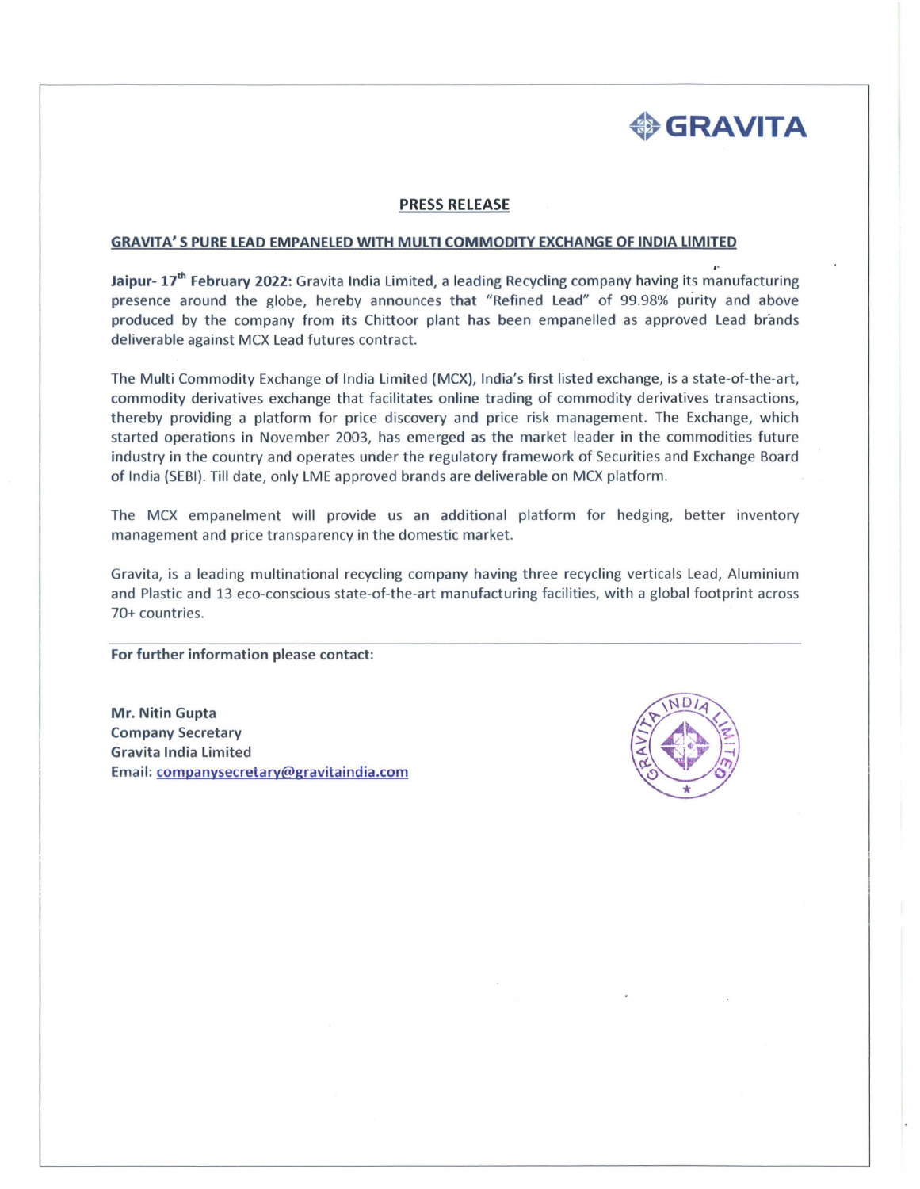GRAVITA

## PRESS RELEASE

### GRAVITA' S PURE LEAD EMPANELED WITH MULTI COMMODITY EXCHANGE OF INDIA LIMITED

**Jaipur- 17th February 2022:** Gravita India Limited, a leading Recycling company having its manufacturing presence around the globe, hereby announces that "Refined Lead" of 99.98% purity and above produced by the company from its Chittoor plant has been empanelled as approved Lead brands deliverable against MCX Lead futures contract.

The Multi Commodity Exchange of India Limited (MCX), India's first listed exchange, is a state-of-the-art, commodity derivatives exchange that facilitates online trading of commodity derivatives transactions, thereby providing a platform for price discovery and price risk management. The Exchange, which started operations in November 2003, has emerged as the market leader in the commodities future industry in the country and operates under the regulatory framework of Securities and Exchange Board of India (SEBI). Till date, only LME approved brands are deliverable on MCX platform.

The MCX empanelment will provide us an additional platform for hedging, better inventory management and price transparency in the domestic market.

Gravita, is a leading multinational recycling company having three recycling verticals Lead, Aluminium and Plastic and 13 eco-conscious state-of-the-art manufacturing facilities, with a global footprint across 70+ countries.

---

**For further information please contact:**

**Mr. Nitin Gupta**
**Company Secretary**
**Gravita India Limited**
**Email:** companysecretary@gravitaindia.com

GRAVITA INDIA LIMITED